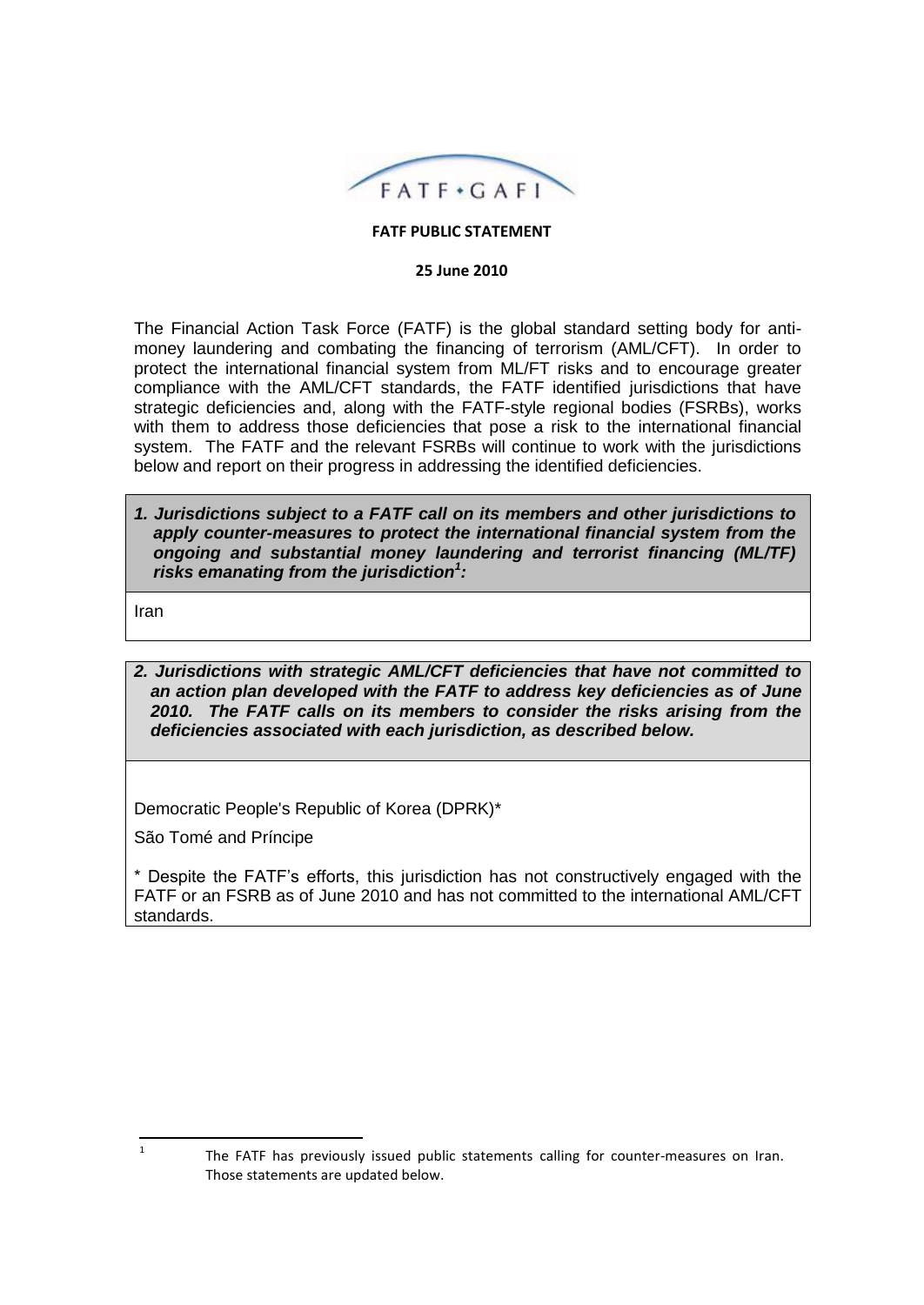FATF•GAFI

**FATF PUBLIC STATEMENT**

**25 June 2010**

The Financial Action Task Force (FATF) is the global standard setting body for anti-money laundering and combating the financing of terrorism (AML/CFT). In order to protect the international financial system from ML/FT risks and to encourage greater compliance with the AML/CFT standards, the FATF identified jurisdictions that have strategic deficiencies and, along with the FATF-style regional bodies (FSRBs), works with them to address those deficiencies that pose a risk to the international financial system. The FATF and the relevant FSRBs will continue to work with the jurisdictions below and report on their progress in addressing the identified deficiencies.

***1. Jurisdictions subject to a FATF call on its members and other jurisdictions to apply counter-measures to protect the international financial system from the ongoing and substantial money laundering and terrorist financing (ML/TF) risks emanating from the jurisdiction[1]:***

Iran

***2. Jurisdictions with strategic AML/CFT deficiencies that have not committed to an action plan developed with the FATF to address key deficiencies as of June 2010. The FATF calls on its members to consider the risks arising from the deficiencies associated with each jurisdiction, as described below.***

Democratic People's Republic of Korea (DPRK)*

São Tomé and Príncipe

* Despite the FATF's efforts, this jurisdiction has not constructively engaged with the FATF or an FSRB as of June 2010 and has not committed to the international AML/CFT standards.

---

[1] The FATF has previously issued public statements calling for counter-measures on Iran. Those statements are updated below.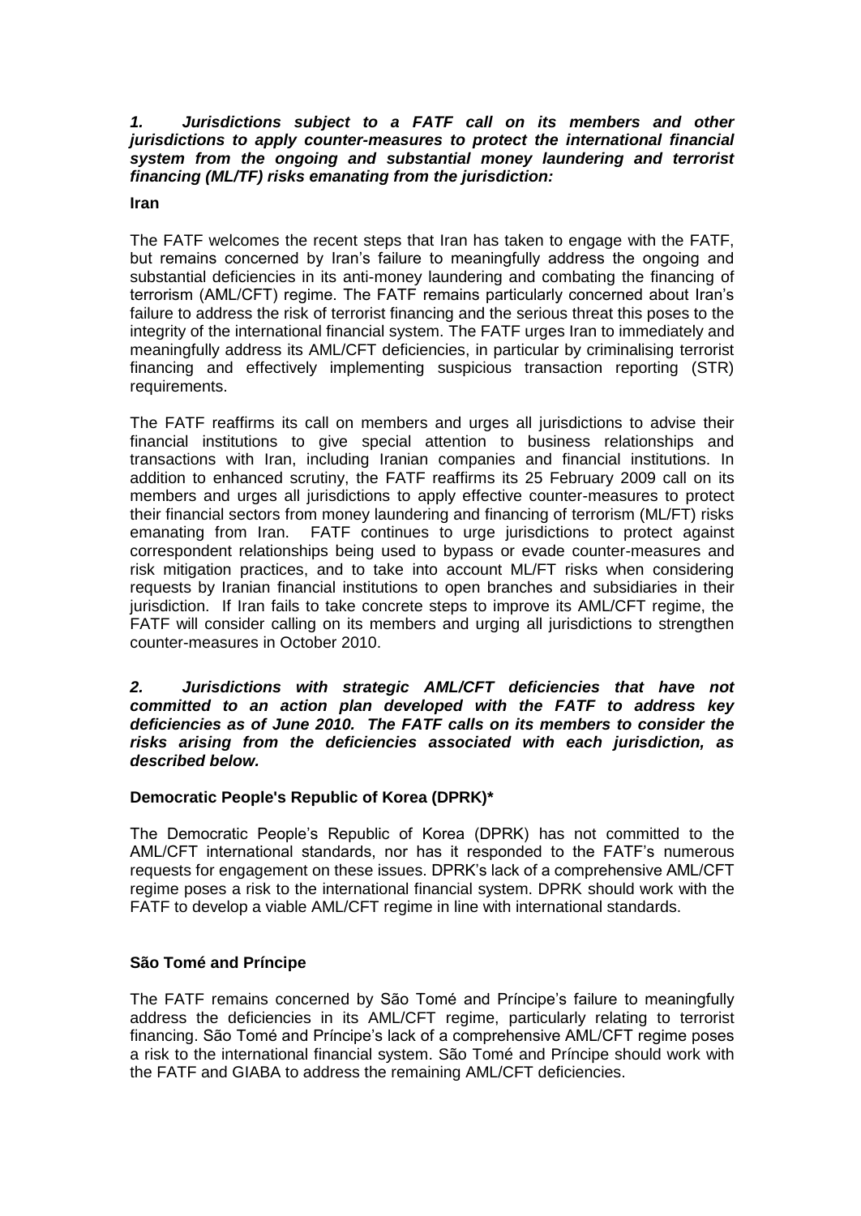***1. Jurisdictions subject to a FATF call on its members and other jurisdictions to apply counter-measures to protect the international financial system from the ongoing and substantial money laundering and terrorist financing (ML/TF) risks emanating from the jurisdiction:***

**Iran**

The FATF welcomes the recent steps that Iran has taken to engage with the FATF, but remains concerned by Iran's failure to meaningfully address the ongoing and substantial deficiencies in its anti-money laundering and combating the financing of terrorism (AML/CFT) regime. The FATF remains particularly concerned about Iran's failure to address the risk of terrorist financing and the serious threat this poses to the integrity of the international financial system. The FATF urges Iran to immediately and meaningfully address its AML/CFT deficiencies, in particular by criminalising terrorist financing and effectively implementing suspicious transaction reporting (STR) requirements.

The FATF reaffirms its call on members and urges all jurisdictions to advise their financial institutions to give special attention to business relationships and transactions with Iran, including Iranian companies and financial institutions. In addition to enhanced scrutiny, the FATF reaffirms its 25 February 2009 call on its members and urges all jurisdictions to apply effective counter-measures to protect their financial sectors from money laundering and financing of terrorism (ML/FT) risks emanating from Iran. FATF continues to urge jurisdictions to protect against correspondent relationships being used to bypass or evade counter-measures and risk mitigation practices, and to take into account ML/FT risks when considering requests by Iranian financial institutions to open branches and subsidiaries in their jurisdiction. If Iran fails to take concrete steps to improve its AML/CFT regime, the FATF will consider calling on its members and urging all jurisdictions to strengthen counter-measures in October 2010.

***2. Jurisdictions with strategic AML/CFT deficiencies that have not committed to an action plan developed with the FATF to address key deficiencies as of June 2010. The FATF calls on its members to consider the risks arising from the deficiencies associated with each jurisdiction, as described below.***

**Democratic People's Republic of Korea (DPRK)***

The Democratic People's Republic of Korea (DPRK) has not committed to the AML/CFT international standards, nor has it responded to the FATF's numerous requests for engagement on these issues. DPRK's lack of a comprehensive AML/CFT regime poses a risk to the international financial system. DPRK should work with the FATF to develop a viable AML/CFT regime in line with international standards.

**São Tomé and Príncipe**

The FATF remains concerned by São Tomé and Príncipe's failure to meaningfully address the deficiencies in its AML/CFT regime, particularly relating to terrorist financing. São Tomé and Príncipe's lack of a comprehensive AML/CFT regime poses a risk to the international financial system. São Tomé and Príncipe should work with the FATF and GIABA to address the remaining AML/CFT deficiencies.